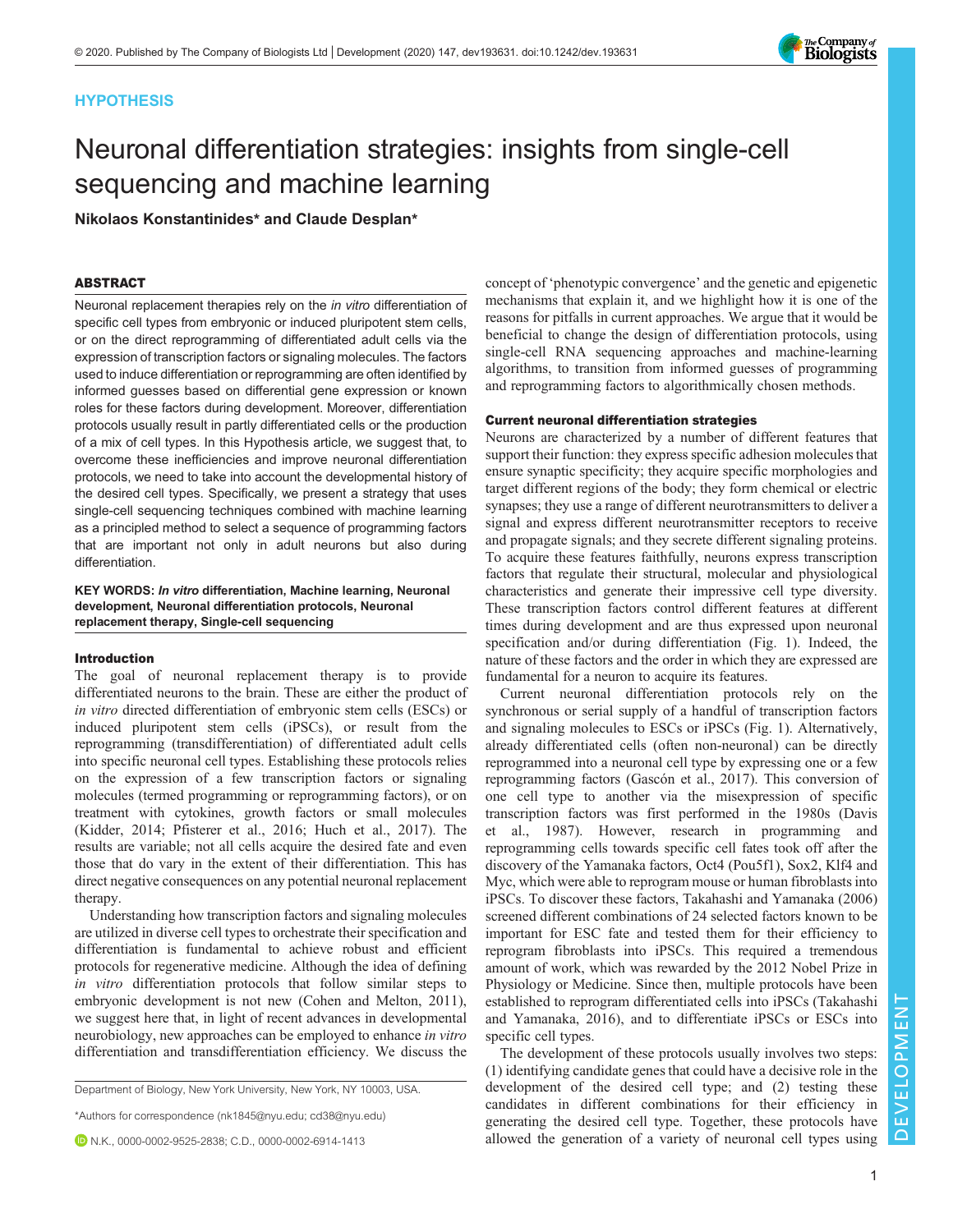HYPOTHESIS

# Neuronal differentiation strategies: insights from single-cell sequencing and machine learning

**Nikolaos Konstantinides* and Claude Desplan***

## ABSTRACT

Neuronal replacement therapies rely on the *in vitro* differentiation of specific cell types from embryonic or induced pluripotent stem cells, or on the direct reprogramming of differentiated adult cells via the expression of transcription factors or signaling molecules. The factors used to induce differentiation or reprogramming are often identified by informed guesses based on differential gene expression or known roles for these factors during development. Moreover, differentiation protocols usually result in partly differentiated cells or the production of a mix of cell types. In this Hypothesis article, we suggest that, to overcome these inefficiencies and improve neuronal differentiation protocols, we need to take into account the developmental history of the desired cell types. Specifically, we present a strategy that uses single-cell sequencing techniques combined with machine learning as a principled method to select a sequence of programming factors that are important not only in adult neurons but also during differentiation.

**KEY WORDS:** ***In vitro*** **differentiation, Machine learning, Neuronal development, Neuronal differentiation protocols, Neuronal replacement therapy, Single-cell sequencing**

### Introduction

The goal of neuronal replacement therapy is to provide differentiated neurons to the brain. These are either the product of *in vitro* directed differentiation of embryonic stem cells (ESCs) or induced pluripotent stem cells (iPSCs), or result from the reprogramming (transdifferentiation) of differentiated adult cells into specific neuronal cell types. Establishing these protocols relies on the expression of a few transcription factors or signaling molecules (termed programming or reprogramming factors), or on treatment with cytokines, growth factors or small molecules (Kidder, 2014; Pfisterer et al., 2016; Huch et al., 2017). The results are variable; not all cells acquire the desired fate and even those that do vary in the extent of their differentiation. This has direct negative consequences on any potential neuronal replacement therapy.

Understanding how transcription factors and signaling molecules are utilized in diverse cell types to orchestrate their specification and differentiation is fundamental to achieve robust and efficient protocols for regenerative medicine. Although the idea of defining *in vitro* differentiation protocols that follow similar steps to embryonic development is not new (Cohen and Melton, 2011), we suggest here that, in light of recent advances in developmental neurobiology, new approaches can be employed to enhance *in vitro* differentiation and transdifferentiation efficiency. We discuss the concept of 'phenotypic convergence' and the genetic and epigenetic mechanisms that explain it, and we highlight how it is one of the reasons for pitfalls in current approaches. We argue that it would be beneficial to change the design of differentiation protocols, using single-cell RNA sequencing approaches and machine-learning algorithms, to transition from informed guesses of programming and reprogramming factors to algorithmically chosen methods.

### Current neuronal differentiation strategies

Neurons are characterized by a number of different features that support their function: they express specific adhesion molecules that ensure synaptic specificity; they acquire specific morphologies and target different regions of the body; they form chemical or electric synapses; they use a range of different neurotransmitters to deliver a signal and express different neurotransmitter receptors to receive and propagate signals; and they secrete different signaling proteins. To acquire these features faithfully, neurons express transcription factors that regulate their structural, molecular and physiological characteristics and generate their impressive cell type diversity. These transcription factors control different features at different times during development and are thus expressed upon neuronal specification and/or during differentiation (Fig. 1). Indeed, the nature of these factors and the order in which they are expressed are fundamental for a neuron to acquire its features.

Current neuronal differentiation protocols rely on the synchronous or serial supply of a handful of transcription factors and signaling molecules to ESCs or iPSCs (Fig. 1). Alternatively, already differentiated cells (often non-neuronal) can be directly reprogrammed into a neuronal cell type by expressing one or a few reprogramming factors (Gascón et al., 2017). This conversion of one cell type to another via the misexpression of specific transcription factors was first performed in the 1980s (Davis et al., 1987). However, research in programming and reprogramming cells towards specific cell fates took off after the discovery of the Yamanaka factors, Oct4 (Pou5f1), Sox2, Klf4 and Myc, which were able to reprogram mouse or human fibroblasts into iPSCs. To discover these factors, Takahashi and Yamanaka (2006) screened different combinations of 24 selected factors known to be important for ESC fate and tested them for their efficiency to reprogram fibroblasts into iPSCs. This required a tremendous amount of work, which was rewarded by the 2012 Nobel Prize in Physiology or Medicine. Since then, multiple protocols have been established to reprogram differentiated cells into iPSCs (Takahashi and Yamanaka, 2016), and to differentiate iPSCs or ESCs into specific cell types.

The development of these protocols usually involves two steps: (1) identifying candidate genes that could have a decisive role in the development of the desired cell type; and (2) testing these candidates in different combinations for their efficiency in generating the desired cell type. Together, these protocols have allowed the generation of a variety of neuronal cell types using

Department of Biology, New York University, New York, NY 10003, USA.

*Authors for correspondence (nk1845@nyu.edu; cd38@nyu.edu)

N.K., 0000-0002-9525-2838; C.D., 0000-0002-6914-1413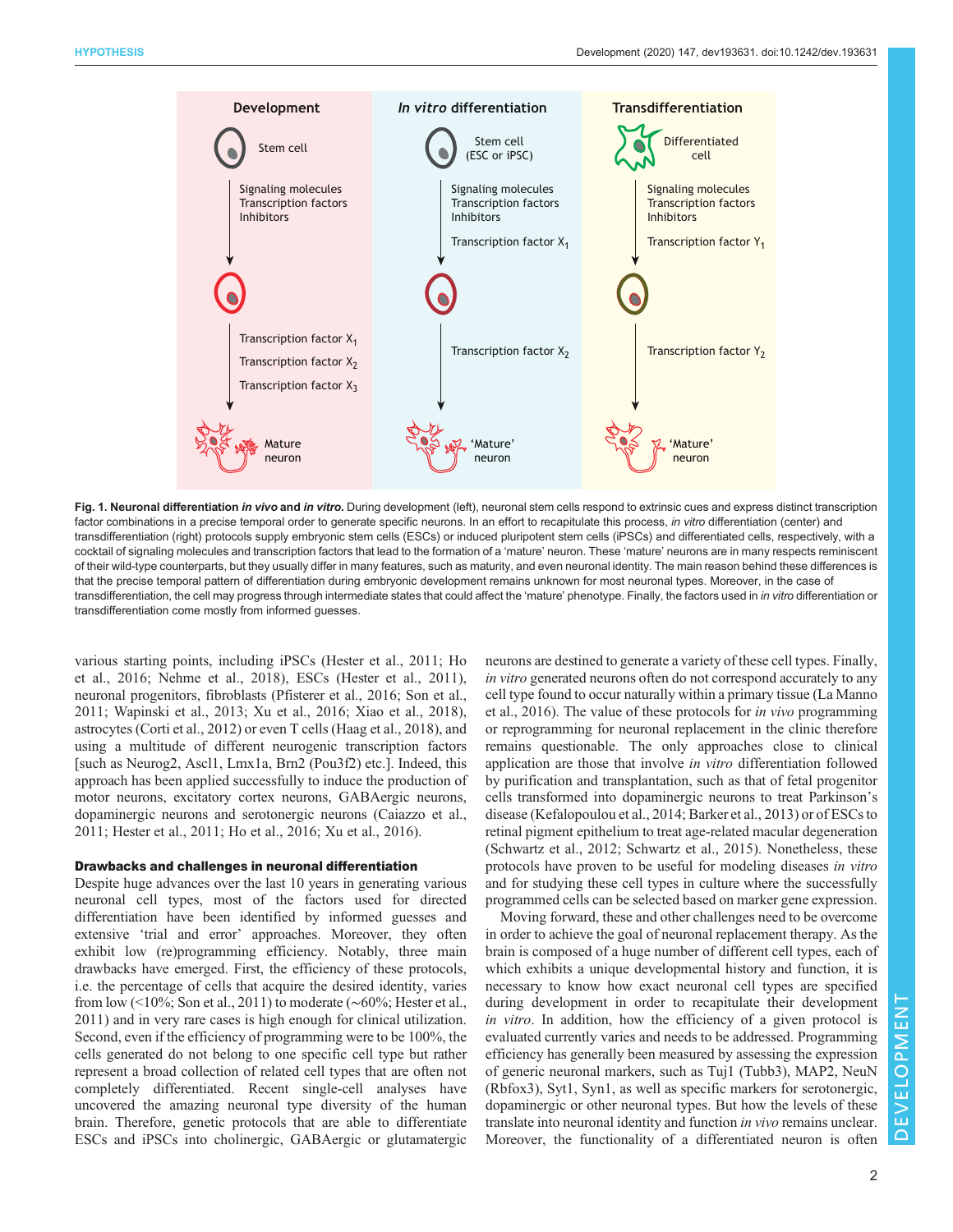**Fig. 1. Neuronal differentiation *in vivo* and *in vitro*.** During development (left), neuronal stem cells respond to extrinsic cues and express distinct transcription factor combinations in a precise temporal order to generate specific neurons. In an effort to recapitulate this process, *in vitro* differentiation (center) and transdifferentiation (right) protocols supply embryonic stem cells (ESCs) or induced pluripotent stem cells (iPSCs) and differentiated cells, respectively, with a cocktail of signaling molecules and transcription factors that lead to the formation of a 'mature' neuron. These 'mature' neurons are in many respects reminiscent of their wild-type counterparts, but they usually differ in many features, such as maturity, and even neuronal identity. The main reason behind these differences is that the precise temporal pattern of differentiation during embryonic development remains unknown for most neuronal types. Moreover, in the case of transdifferentiation, the cell may progress through intermediate states that could affect the 'mature' phenotype. Finally, the factors used in *in vitro* differentiation or transdifferentiation come mostly from informed guesses.

various starting points, including iPSCs (Hester et al., 2011; Ho et al., 2016; Nehme et al., 2018), ESCs (Hester et al., 2011), neuronal progenitors, fibroblasts (Pfisterer et al., 2016; Son et al., 2011; Wapinski et al., 2013; Xu et al., 2016; Xiao et al., 2018), astrocytes (Corti et al., 2012) or even T cells (Haag et al., 2018), and using a multitude of different neurogenic transcription factors [such as Neurog2, Ascl1, Lmx1a, Brn2 (Pou3f2) etc.]. Indeed, this approach has been applied successfully to induce the production of motor neurons, excitatory cortex neurons, GABAergic neurons, dopaminergic neurons and serotonergic neurons (Caiazzo et al., 2011; Hester et al., 2011; Ho et al., 2016; Xu et al., 2016).

### Drawbacks and challenges in neuronal differentiation

Despite huge advances over the last 10 years in generating various neuronal cell types, most of the factors used for directed differentiation have been identified by informed guesses and extensive 'trial and error' approaches. Moreover, they often exhibit low (re)programming efficiency. Notably, three main drawbacks have emerged. First, the efficiency of these protocols, i.e. the percentage of cells that acquire the desired identity, varies from low (<10%; Son et al., 2011) to moderate (~60%; Hester et al., 2011) and in very rare cases is high enough for clinical utilization. Second, even if the efficiency of programming were to be 100%, the cells generated do not belong to one specific cell type but rather represent a broad collection of related cell types that are often not completely differentiated. Recent single-cell analyses have uncovered the amazing neuronal type diversity of the human brain. Therefore, genetic protocols that are able to differentiate ESCs and iPSCs into cholinergic, GABAergic or glutamatergic neurons are destined to generate a variety of these cell types. Finally, *in vitro* generated neurons often do not correspond accurately to any cell type found to occur naturally within a primary tissue (La Manno et al., 2016). The value of these protocols for *in vivo* programming or reprogramming for neuronal replacement in the clinic therefore remains questionable. The only approaches close to clinical application are those that involve *in vitro* differentiation followed by purification and transplantation, such as that of fetal progenitor cells transformed into dopaminergic neurons to treat Parkinson's disease (Kefalopoulou et al., 2014; Barker et al., 2013) or of ESCs to retinal pigment epithelium to treat age-related macular degeneration (Schwartz et al., 2012; Schwartz et al., 2015). Nonetheless, these protocols have proven to be useful for modeling diseases *in vitro* and for studying these cell types in culture where the successfully programmed cells can be selected based on marker gene expression.

Moving forward, these and other challenges need to be overcome in order to achieve the goal of neuronal replacement therapy. As the brain is composed of a huge number of different cell types, each of which exhibits a unique developmental history and function, it is necessary to know how exact neuronal cell types are specified during development in order to recapitulate their development *in vitro*. In addition, how the efficiency of a given protocol is evaluated currently varies and needs to be addressed. Programming efficiency has generally been measured by assessing the expression of generic neuronal markers, such as Tuj1 (Tubb3), MAP2, NeuN (Rbfox3), Syt1, Syn1, as well as specific markers for serotonergic, dopaminergic or other neuronal types. But how the levels of these translate into neuronal identity and function *in vivo* remains unclear. Moreover, the functionality of a differentiated neuron is often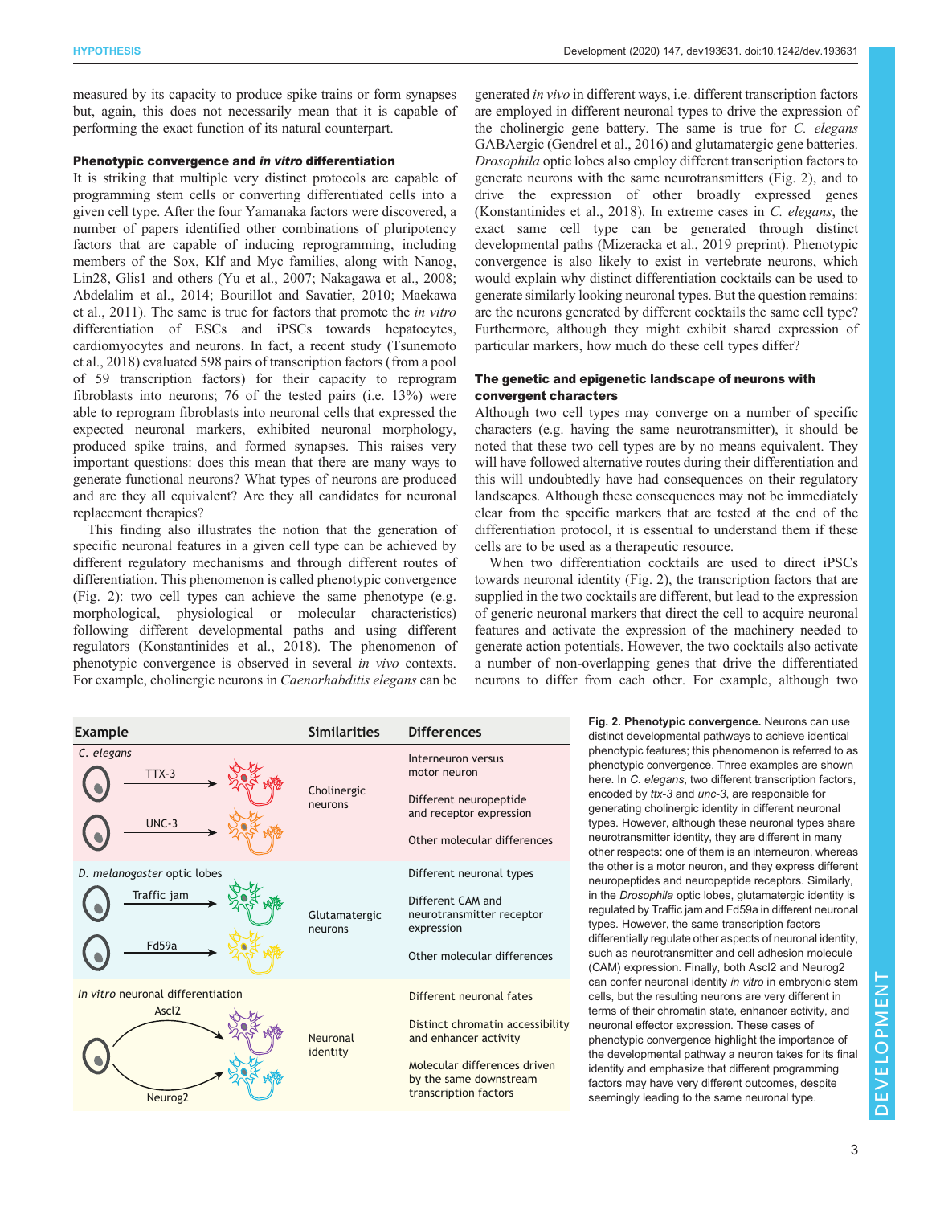measured by its capacity to produce spike trains or form synapses but, again, this does not necessarily mean that it is capable of performing the exact function of its natural counterpart.

## Phenotypic convergence and *in vitro* differentiation

It is striking that multiple very distinct protocols are capable of programming stem cells or converting differentiated cells into a given cell type. After the four Yamanaka factors were discovered, a number of papers identified other combinations of pluripotency factors that are capable of inducing reprogramming, including members of the Sox, Klf and Myc families, along with Nanog, Lin28, Glis1 and others (Yu et al., 2007; Nakagawa et al., 2008; Abdelalim et al., 2014; Bourillot and Savatier, 2010; Maekawa et al., 2011). The same is true for factors that promote the *in vitro* differentiation of ESCs and iPSCs towards hepatocytes, cardiomyocytes and neurons. In fact, a recent study (Tsunemoto et al., 2018) evaluated 598 pairs of transcription factors (from a pool of 59 transcription factors) for their capacity to reprogram fibroblasts into neurons; 76 of the tested pairs (i.e. 13%) were able to reprogram fibroblasts into neuronal cells that expressed the expected neuronal markers, exhibited neuronal morphology, produced spike trains, and formed synapses. This raises very important questions: does this mean that there are many ways to generate functional neurons? What types of neurons are produced and are they all equivalent? Are they all candidates for neuronal replacement therapies?

This finding also illustrates the notion that the generation of specific neuronal features in a given cell type can be achieved by different regulatory mechanisms and through different routes of differentiation. This phenomenon is called phenotypic convergence (Fig. 2): two cell types can achieve the same phenotype (e.g. morphological, physiological or molecular characteristics) following different developmental paths and using different regulators (Konstantinides et al., 2018). The phenomenon of phenotypic convergence is observed in several *in vivo* contexts. For example, cholinergic neurons in *Caenorhabditis elegans* can be generated *in vivo* in different ways, i.e. different transcription factors are employed in different neuronal types to drive the expression of the cholinergic gene battery. The same is true for *C. elegans* GABAergic (Gendrel et al., 2016) and glutamatergic gene batteries. *Drosophila* optic lobes also employ different transcription factors to generate neurons with the same neurotransmitters (Fig. 2), and to drive the expression of other broadly expressed genes (Konstantinides et al., 2018). In extreme cases in *C. elegans*, the exact same cell type can be generated through distinct developmental paths (Mizeracka et al., 2019 preprint). Phenotypic convergence is also likely to exist in vertebrate neurons, which would explain why distinct differentiation cocktails can be used to generate similarly looking neuronal types. But the question remains: are the neurons generated by different cocktails the same cell type? Furthermore, although they might exhibit shared expression of particular markers, how much do these cell types differ?

## The genetic and epigenetic landscape of neurons with convergent characters

Although two cell types may converge on a number of specific characters (e.g. having the same neurotransmitter), it should be noted that these two cell types are by no means equivalent. They will have followed alternative routes during their differentiation and this will undoubtedly have had consequences on their regulatory landscapes. Although these consequences may not be immediately clear from the specific markers that are tested at the end of the differentiation protocol, it is essential to understand them if these cells are to be used as a therapeutic resource.

When two differentiation cocktails are used to direct iPSCs towards neuronal identity (Fig. 2), the transcription factors that are supplied in the two cocktails are different, but lead to the expression of generic neuronal markers that direct the cell to acquire neuronal features and activate the expression of the machinery needed to generate action potentials. However, the two cocktails also activate a number of non-overlapping genes that drive the differentiated neurons to differ from each other. For example, although two

| Example | Similarities | Differences |
|---|---|---|
| *C. elegans*: TTX-3; UNC-3 | Cholinergic neurons | Interneuron versus motor neuron; Different neuropeptide and receptor expression; Other molecular differences |
| *D. melanogaster* optic lobes: Traffic jam; Fd59a | Glutamatergic neurons | Different neuronal types; Different CAM and neurotransmitter receptor expression; Other molecular differences |
| *In vitro* neuronal differentiation: Ascl2; Neurog2 | Neuronal identity | Different neuronal fates; Distinct chromatin accessibility and enhancer activity; Molecular differences driven by the same downstream transcription factors |

**Fig. 2. Phenotypic convergence.** Neurons can use distinct developmental pathways to achieve identical phenotypic features; this phenomenon is referred to as phenotypic convergence. Three examples are shown here. In *C. elegans*, two different transcription factors, encoded by *ttx-3* and *unc-3*, are responsible for generating cholinergic identity in different neuronal types. However, although these neuronal types share neurotransmitter identity, they are different in many other respects: one of them is an interneuron, whereas the other is a motor neuron, and they express different neuropeptides and neuropeptide receptors. Similarly, in the *Drosophila* optic lobes, glutamatergic identity is regulated by Traffic jam and Fd59a in different neuronal types. However, the same transcription factors differentially regulate other aspects of neuronal identity, such as neurotransmitter and cell adhesion molecule (CAM) expression. Finally, both Ascl2 and Neurog2 can confer neuronal identity *in vitro* in embryonic stem cells, but the resulting neurons are very different in terms of their chromatin state, enhancer activity, and neuronal effector expression. These cases of phenotypic convergence highlight the importance of the developmental pathway a neuron takes for its final identity and emphasize that different programming factors may have very different outcomes, despite seemingly leading to the same neuronal type.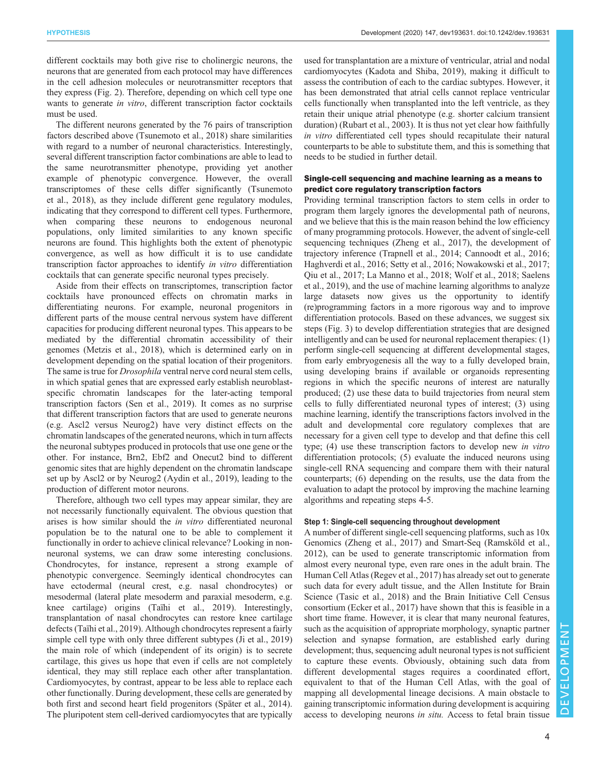different cocktails may both give rise to cholinergic neurons, the neurons that are generated from each protocol may have differences in the cell adhesion molecules or neurotransmitter receptors that they express (Fig. 2). Therefore, depending on which cell type one wants to generate *in vitro*, different transcription factor cocktails must be used.

The different neurons generated by the 76 pairs of transcription factors described above (Tsunemoto et al., 2018) share similarities with regard to a number of neuronal characteristics. Interestingly, several different transcription factor combinations are able to lead to the same neurotransmitter phenotype, providing yet another example of phenotypic convergence. However, the overall transcriptomes of these cells differ significantly (Tsunemoto et al., 2018), as they include different gene regulatory modules, indicating that they correspond to different cell types. Furthermore, when comparing these neurons to endogenous neuronal populations, only limited similarities to any known specific neurons are found. This highlights both the extent of phenotypic convergence, as well as how difficult it is to use candidate transcription factor approaches to identify *in vitro* differentiation cocktails that can generate specific neuronal types precisely.

Aside from their effects on transcriptomes, transcription factor cocktails have pronounced effects on chromatin marks in differentiating neurons. For example, neuronal progenitors in different parts of the mouse central nervous system have different capacities for producing different neuronal types. This appears to be mediated by the differential chromatin accessibility of their genomes (Metzis et al., 2018), which is determined early on in development depending on the spatial location of their progenitors. The same is true for *Drosophila* ventral nerve cord neural stem cells, in which spatial genes that are expressed early establish neuroblast-specific chromatin landscapes for the later-acting temporal transcription factors (Sen et al., 2019). It comes as no surprise that different transcription factors that are used to generate neurons (e.g. Ascl2 versus Neurog2) have very distinct effects on the chromatin landscapes of the generated neurons, which in turn affects the neuronal subtypes produced in protocols that use one gene or the other. For instance, Brn2, Ebf2 and Onecut2 bind to different genomic sites that are highly dependent on the chromatin landscape set up by Ascl2 or by Neurog2 (Aydin et al., 2019), leading to the production of different motor neurons.

Therefore, although two cell types may appear similar, they are not necessarily functionally equivalent. The obvious question that arises is how similar should the *in vitro* differentiated neuronal population be to the natural one to be able to complement it functionally in order to achieve clinical relevance? Looking in non-neuronal systems, we can draw some interesting conclusions. Chondrocytes, for instance, represent a strong example of phenotypic convergence. Seemingly identical chondrocytes can have ectodermal (neural crest, e.g. nasal chondrocytes) or mesodermal (lateral plate mesoderm and paraxial mesoderm, e.g. knee cartilage) origins (Taïhi et al., 2019). Interestingly, transplantation of nasal chondrocytes can restore knee cartilage defects (Taïhi et al., 2019). Although chondrocytes represent a fairly simple cell type with only three different subtypes (Ji et al., 2019) the main role of which (independent of its origin) is to secrete cartilage, this gives us hope that even if cells are not completely identical, they may still replace each other after transplantation. Cardiomyocytes, by contrast, appear to be less able to replace each other functionally. During development, these cells are generated by both first and second heart field progenitors (Später et al., 2014). The pluripotent stem cell-derived cardiomyocytes that are typically used for transplantation are a mixture of ventricular, atrial and nodal cardiomyocytes (Kadota and Shiba, 2019), making it difficult to assess the contribution of each to the cardiac subtypes. However, it has been demonstrated that atrial cells cannot replace ventricular cells functionally when transplanted into the left ventricle, as they retain their unique atrial phenotype (e.g. shorter calcium transient duration) (Rubart et al., 2003). It is thus not yet clear how faithfully *in vitro* differentiated cell types should recapitulate their natural counterparts to be able to substitute them, and this is something that needs to be studied in further detail.

## Single-cell sequencing and machine learning as a means to predict core regulatory transcription factors

Providing terminal transcription factors to stem cells in order to program them largely ignores the developmental path of neurons, and we believe that this is the main reason behind the low efficiency of many programming protocols. However, the advent of single-cell sequencing techniques (Zheng et al., 2017), the development of trajectory inference (Trapnell et al., 2014; Cannoodt et al., 2016; Haghverdi et al., 2016; Setty et al., 2016; Nowakowski et al., 2017; Qiu et al., 2017; La Manno et al., 2018; Wolf et al., 2018; Saelens et al., 2019), and the use of machine learning algorithms to analyze large datasets now gives us the opportunity to identify (re)programming factors in a more rigorous way and to improve differentiation protocols. Based on these advances, we suggest six steps (Fig. 3) to develop differentiation strategies that are designed intelligently and can be used for neuronal replacement therapies: (1) perform single-cell sequencing at different developmental stages, from early embryogenesis all the way to a fully developed brain, using developing brains if available or organoids representing regions in which the specific neurons of interest are naturally produced; (2) use these data to build trajectories from neural stem cells to fully differentiated neuronal types of interest; (3) using machine learning, identify the transcriptions factors involved in the adult and developmental core regulatory complexes that are necessary for a given cell type to develop and that define this cell type; (4) use these transcription factors to develop new *in vitro* differentiation protocols; (5) evaluate the induced neurons using single-cell RNA sequencing and compare them with their natural counterparts; (6) depending on the results, use the data from the evaluation to adapt the protocol by improving the machine learning algorithms and repeating steps 4-5.

### Step 1: Single-cell sequencing throughout development

A number of different single-cell sequencing platforms, such as 10x Genomics (Zheng et al., 2017) and Smart-Seq (Ramsköld et al., 2012), can be used to generate transcriptomic information from almost every neuronal type, even rare ones in the adult brain. The Human Cell Atlas (Regev et al., 2017) has already set out to generate such data for every adult tissue, and the Allen Institute for Brain Science (Tasic et al., 2018) and the Brain Initiative Cell Census consortium (Ecker et al., 2017) have shown that this is feasible in a short time frame. However, it is clear that many neuronal features, such as the acquisition of appropriate morphology, synaptic partner selection and synapse formation, are established early during development; thus, sequencing adult neuronal types is not sufficient to capture these events. Obviously, obtaining such data from different developmental stages requires a coordinated effort, equivalent to that of the Human Cell Atlas, with the goal of mapping all developmental lineage decisions. A main obstacle to gaining transcriptomic information during development is acquiring access to developing neurons *in situ*. Access to fetal brain tissue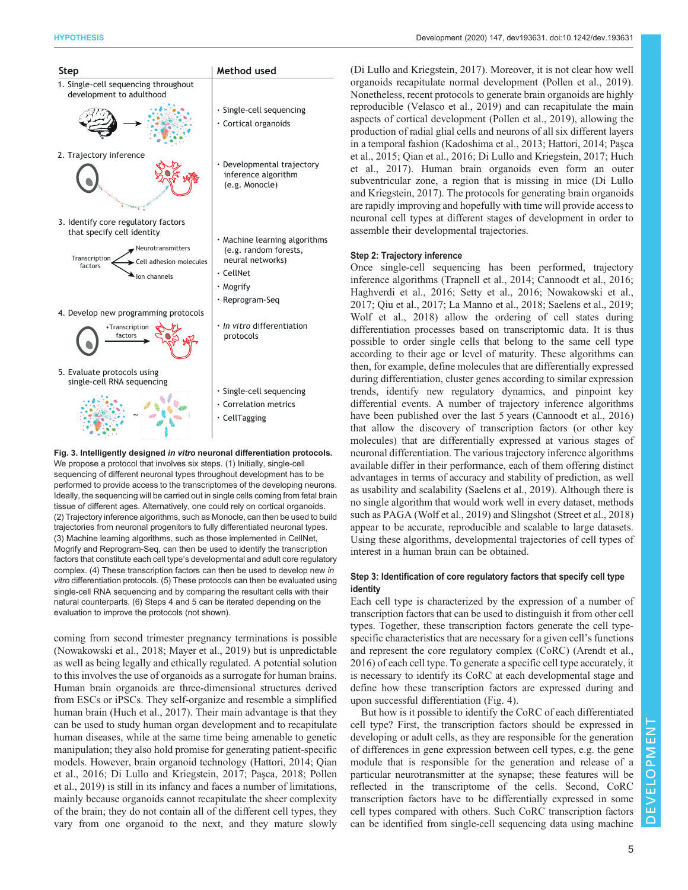| Step | Method used |
| --- | --- |
| 1. Single-cell sequencing throughout development to adulthood | • Single-cell sequencing<br>• Cortical organoids |
| 2. Trajectory inference | • Developmental trajectory inference algorithm (e.g. Monocle) |
| 3. Identify core regulatory factors that specify cell identity<br>Transcription factors → Neurotransmitters, Cell adhesion molecules, Ion channels | • Machine learning algorithms (e.g. random forests, neural networks)<br>• CellNet<br>• Mogrify<br>• Reprogram-Seq |
| 4. Develop new programming protocols<br>+Transcription factors | • *In vitro* differentiation protocols |
| 5. Evaluate protocols using single-cell RNA sequencing | • Single-cell sequencing<br>• Correlation metrics<br>• CellTagging |

**Fig. 3. Intelligently designed *in vitro* neuronal differentiation protocols.** We propose a protocol that involves six steps. (1) Initially, single-cell sequencing of different neuronal types throughout development has to be performed to provide access to the transcriptomes of the developing neurons. Ideally, the sequencing will be carried out in single cells coming from fetal brain tissue of different ages. Alternatively, one could rely on cortical organoids. (2) Trajectory inference algorithms, such as Monocle, can then be used to build trajectories from neuronal progenitors to fully differentiated neuronal types. (3) Machine learning algorithms, such as those implemented in CellNet, Mogrify and Reprogram-Seq, can then be used to identify the transcription factors that constitute each cell type's developmental and adult core regulatory complex. (4) These transcription factors can then be used to develop new *in vitro* differentiation protocols. (5) These protocols can then be evaluated using single-cell RNA sequencing and by comparing the resultant cells with their natural counterparts. (6) Steps 4 and 5 can be iterated depending on the evaluation to improve the protocols (not shown).

coming from second trimester pregnancy terminations is possible (Nowakowski et al., 2018; Mayer et al., 2019) but is unpredictable as well as being legally and ethically regulated. A potential solution to this involves the use of organoids as a surrogate for human brains. Human brain organoids are three-dimensional structures derived from ESCs or iPSCs. They self-organize and resemble a simplified human brain (Huch et al., 2017). Their main advantage is that they can be used to study human organ development and to recapitulate human diseases, while at the same time being amenable to genetic manipulation; they also hold promise for generating patient-specific models. However, brain organoid technology (Hattori, 2014; Qian et al., 2016; Di Lullo and Kriegstein, 2017; Paşca, 2018; Pollen et al., 2019) is still in its infancy and faces a number of limitations, mainly because organoids cannot recapitulate the sheer complexity of the brain; they do not contain all of the different cell types, they vary from one organoid to the next, and they mature slowly (Di Lullo and Kriegstein, 2017). Moreover, it is not clear how well organoids recapitulate normal development (Pollen et al., 2019). Nonetheless, recent protocols to generate brain organoids are highly reproducible (Velasco et al., 2019) and can recapitulate the main aspects of cortical development (Pollen et al., 2019), allowing the production of radial glial cells and neurons of all six different layers in a temporal fashion (Kadoshima et al., 2013; Hattori, 2014; Paşca et al., 2015; Qian et al., 2016; Di Lullo and Kriegstein, 2017; Huch et al., 2017). Human brain organoids even form an outer subventricular zone, a region that is missing in mice (Di Lullo and Kriegstein, 2017). The protocols for generating brain organoids are rapidly improving and hopefully with time will provide access to neuronal cell types at different stages of development in order to assemble their developmental trajectories.

### Step 2: Trajectory inference

Once single-cell sequencing has been performed, trajectory inference algorithms (Trapnell et al., 2014; Cannoodt et al., 2016; Haghverdi et al., 2016; Setty et al., 2016; Nowakowski et al., 2017; Qiu et al., 2017; La Manno et al., 2018; Saelens et al., 2019; Wolf et al., 2018) allow the ordering of cell states during differentiation processes based on transcriptomic data. It is thus possible to order single cells that belong to the same cell type according to their age or level of maturity. These algorithms can then, for example, define molecules that are differentially expressed during differentiation, cluster genes according to similar expression trends, identify new regulatory dynamics, and pinpoint key differential events. A number of trajectory inference algorithms have been published over the last 5 years (Cannoodt et al., 2016) that allow the discovery of transcription factors (or other key molecules) that are differentially expressed at various stages of neuronal differentiation. The various trajectory inference algorithms available differ in their performance, each of them offering distinct advantages in terms of accuracy and stability of prediction, as well as usability and scalability (Saelens et al., 2019). Although there is no single algorithm that would work well in every dataset, methods such as PAGA (Wolf et al., 2019) and Slingshot (Street et al., 2018) appear to be accurate, reproducible and scalable to large datasets. Using these algorithms, developmental trajectories of cell types of interest in a human brain can be obtained.

### Step 3: Identification of core regulatory factors that specify cell type identity

Each cell type is characterized by the expression of a number of transcription factors that can be used to distinguish it from other cell types. Together, these transcription factors generate the cell type-specific characteristics that are necessary for a given cell's functions and represent the core regulatory complex (CoRC) (Arendt et al., 2016) of each cell type. To generate a specific cell type accurately, it is necessary to identify its CoRC at each developmental stage and define how these transcription factors are expressed during and upon successful differentiation (Fig. 4).

But how is it possible to identify the CoRC of each differentiated cell type? First, the transcription factors should be expressed in developing or adult cells, as they are responsible for the generation of differences in gene expression between cell types, e.g. the gene module that is responsible for the generation and release of a particular neurotransmitter at the synapse; these features will be reflected in the transcriptome of the cells. Second, CoRC transcription factors have to be differentially expressed in some cell types compared with others. Such CoRC transcription factors can be identified from single-cell sequencing data using machine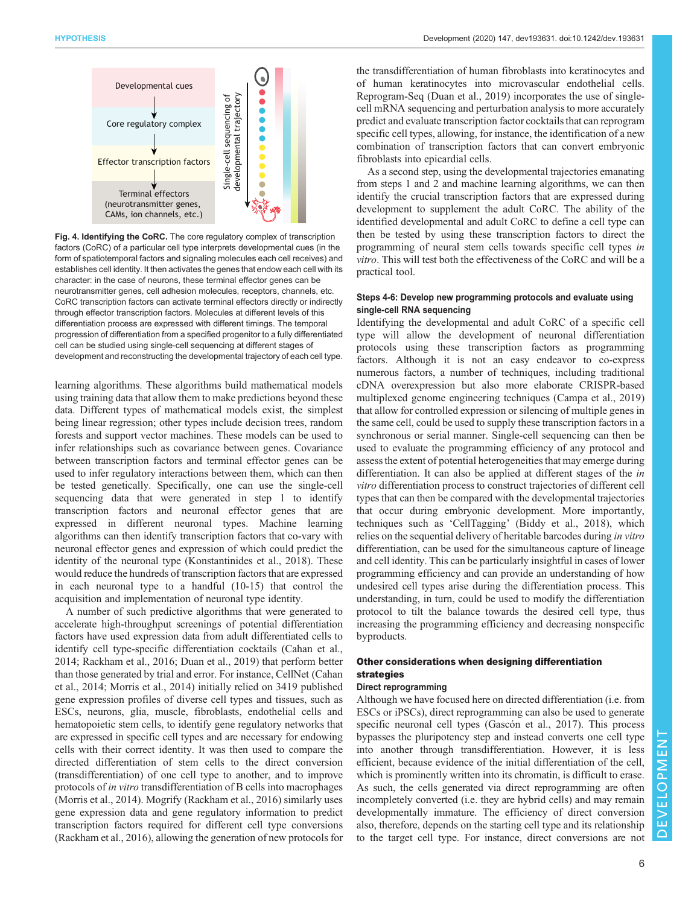Developmental cues

Core regulatory complex

Effector transcription factors

Terminal effectors (neurotransmitter genes, CAMs, ion channels, etc.)

Single-cell sequencing of developmental trajectory

**Fig. 4. Identifying the CoRC.** The core regulatory complex of transcription factors (CoRC) of a particular cell type interprets developmental cues (in the form of spatiotemporal factors and signaling molecules each cell receives) and establishes cell identity. It then activates the genes that endow each cell with its character: in the case of neurons, these terminal effector genes can be neurotransmitter genes, cell adhesion molecules, receptors, channels, etc. CoRC transcription factors can activate terminal effectors directly or indirectly through effector transcription factors. Molecules at different levels of this differentiation process are expressed with different timings. The temporal progression of differentiation from a specified progenitor to a fully differentiated cell can be studied using single-cell sequencing at different stages of development and reconstructing the developmental trajectory of each cell type.

learning algorithms. These algorithms build mathematical models using training data that allow them to make predictions beyond these data. Different types of mathematical models exist, the simplest being linear regression; other types include decision trees, random forests and support vector machines. These models can be used to infer relationships such as covariance between genes. Covariance between transcription factors and terminal effector genes can be used to infer regulatory interactions between them, which can then be tested genetically. Specifically, one can use the single-cell sequencing data that were generated in step 1 to identify transcription factors and neuronal effector genes that are expressed in different neuronal types. Machine learning algorithms can then identify transcription factors that co-vary with neuronal effector genes and expression of which could predict the identity of the neuronal type (Konstantinides et al., 2018). These would reduce the hundreds of transcription factors that are expressed in each neuronal type to a handful (10-15) that control the acquisition and implementation of neuronal type identity.

A number of such predictive algorithms that were generated to accelerate high-throughput screenings of potential differentiation factors have used expression data from adult differentiated cells to identify cell type-specific differentiation cocktails (Cahan et al., 2014; Rackham et al., 2016; Duan et al., 2019) that perform better than those generated by trial and error. For instance, CellNet (Cahan et al., 2014; Morris et al., 2014) initially relied on 3419 published gene expression profiles of diverse cell types and tissues, such as ESCs, neurons, glia, muscle, fibroblasts, endothelial cells and hematopoietic stem cells, to identify gene regulatory networks that are expressed in specific cell types and are necessary for endowing cells with their correct identity. It was then used to compare the directed differentiation of stem cells to the direct conversion (transdifferentiation) of one cell type to another, and to improve protocols of *in vitro* transdifferentiation of B cells into macrophages (Morris et al., 2014). Mogrify (Rackham et al., 2016) similarly uses gene expression data and gene regulatory information to predict transcription factors required for different cell type conversions (Rackham et al., 2016), allowing the generation of new protocols for the transdifferentiation of human fibroblasts into keratinocytes and of human keratinocytes into microvascular endothelial cells. Reprogram-Seq (Duan et al., 2019) incorporates the use of single-cell mRNA sequencing and perturbation analysis to more accurately predict and evaluate transcription factor cocktails that can reprogram specific cell types, allowing, for instance, the identification of a new combination of transcription factors that can convert embryonic fibroblasts into epicardial cells.

As a second step, using the developmental trajectories emanating from steps 1 and 2 and machine learning algorithms, we can then identify the crucial transcription factors that are expressed during development to supplement the adult CoRC. The ability of the identified developmental and adult CoRC to define a cell type can then be tested by using these transcription factors to direct the programming of neural stem cells towards specific cell types *in vitro*. This will test both the effectiveness of the CoRC and will be a practical tool.

### Steps 4-6: Develop new programming protocols and evaluate using single-cell RNA sequencing

Identifying the developmental and adult CoRC of a specific cell type will allow the development of neuronal differentiation protocols using these transcription factors as programming factors. Although it is not an easy endeavor to co-express numerous factors, a number of techniques, including traditional cDNA overexpression but also more elaborate CRISPR-based multiplexed genome engineering techniques (Campa et al., 2019) that allow for controlled expression or silencing of multiple genes in the same cell, could be used to supply these transcription factors in a synchronous or serial manner. Single-cell sequencing can then be used to evaluate the programming efficiency of any protocol and assess the extent of potential heterogeneities that may emerge during differentiation. It can also be applied at different stages of the *in vitro* differentiation process to construct trajectories of different cell types that can then be compared with the developmental trajectories that occur during embryonic development. More importantly, techniques such as 'CellTagging' (Biddy et al., 2018), which relies on the sequential delivery of heritable barcodes during *in vitro* differentiation, can be used for the simultaneous capture of lineage and cell identity. This can be particularly insightful in cases of lower programming efficiency and can provide an understanding of how undesired cell types arise during the differentiation process. This understanding, in turn, could be used to modify the differentiation protocol to tilt the balance towards the desired cell type, thus increasing the programming efficiency and decreasing nonspecific byproducts.

## Other considerations when designing differentiation strategies

### Direct reprogramming

Although we have focused here on directed differentiation (i.e. from ESCs or iPSCs), direct reprogramming can also be used to generate specific neuronal cell types (Gascón et al., 2017). This process bypasses the pluripotency step and instead converts one cell type into another through transdifferentiation. However, it is less efficient, because evidence of the initial differentiation of the cell, which is prominently written into its chromatin, is difficult to erase. As such, the cells generated via direct reprogramming are often incompletely converted (i.e. they are hybrid cells) and may remain developmentally immature. The efficiency of direct conversion also, therefore, depends on the starting cell type and its relationship to the target cell type. For instance, direct conversions are not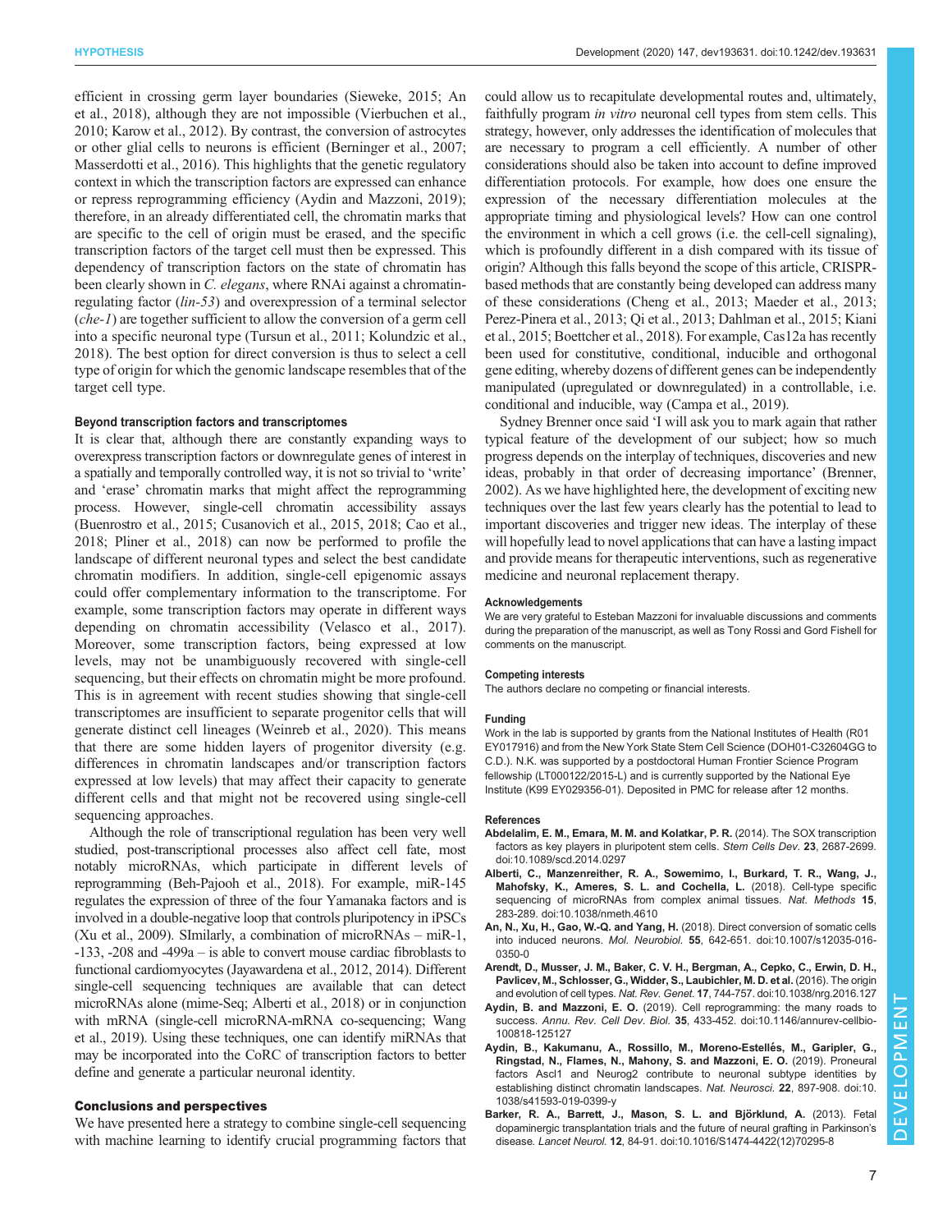efficient in crossing germ layer boundaries (Sieweke, 2015; An et al., 2018), although they are not impossible (Vierbuchen et al., 2010; Karow et al., 2012). By contrast, the conversion of astrocytes or other glial cells to neurons is efficient (Berninger et al., 2007; Masserdotti et al., 2016). This highlights that the genetic regulatory context in which the transcription factors are expressed can enhance or repress reprogramming efficiency (Aydin and Mazzoni, 2019); therefore, in an already differentiated cell, the chromatin marks that are specific to the cell of origin must be erased, and the specific transcription factors of the target cell must then be expressed. This dependency of transcription factors on the state of chromatin has been clearly shown in *C. elegans*, where RNAi against a chromatin-regulating factor (*lin-53*) and overexpression of a terminal selector (*che-1*) are together sufficient to allow the conversion of a germ cell into a specific neuronal type (Tursun et al., 2011; Kolundzic et al., 2018). The best option for direct conversion is thus to select a cell type of origin for which the genomic landscape resembles that of the target cell type.

### Beyond transcription factors and transcriptomes

It is clear that, although there are constantly expanding ways to overexpress transcription factors or downregulate genes of interest in a spatially and temporally controlled way, it is not so trivial to 'write' and 'erase' chromatin marks that might affect the reprogramming process. However, single-cell chromatin accessibility assays (Buenrostro et al., 2015; Cusanovich et al., 2015, 2018; Cao et al., 2018; Pliner et al., 2018) can now be performed to profile the landscape of different neuronal types and select the best candidate chromatin modifiers. In addition, single-cell epigenomic assays could offer complementary information to the transcriptome. For example, some transcription factors may operate in different ways depending on chromatin accessibility (Velasco et al., 2017). Moreover, some transcription factors, being expressed at low levels, may not be unambiguously recovered with single-cell sequencing, but their effects on chromatin might be more profound. This is in agreement with recent studies showing that single-cell transcriptomes are insufficient to separate progenitor cells that will generate distinct cell lineages (Weinreb et al., 2020). This means that there are some hidden layers of progenitor diversity (e.g. differences in chromatin landscapes and/or transcription factors expressed at low levels) that may affect their capacity to generate different cells and that might not be recovered using single-cell sequencing approaches.

Although the role of transcriptional regulation has been very well studied, post-transcriptional processes also affect cell fate, most notably microRNAs, which participate in different levels of reprogramming (Beh-Pajooh et al., 2018). For example, miR-145 regulates the expression of three of the four Yamanaka factors and is involved in a double-negative loop that controls pluripotency in iPSCs (Xu et al., 2009). SImilarly, a combination of microRNAs – miR-1, -133, -208 and -499a – is able to convert mouse cardiac fibroblasts to functional cardiomyocytes (Jayawardena et al., 2012, 2014). Different single-cell sequencing techniques are available that can detect microRNAs alone (mime-Seq; Alberti et al., 2018) or in conjunction with mRNA (single-cell microRNA-mRNA co-sequencing; Wang et al., 2019). Using these techniques, one can identify miRNAs that may be incorporated into the CoRC of transcription factors to better define and generate a particular neuronal identity.

## Conclusions and perspectives

We have presented here a strategy to combine single-cell sequencing with machine learning to identify crucial programming factors that could allow us to recapitulate developmental routes and, ultimately, faithfully program *in vitro* neuronal cell types from stem cells. This strategy, however, only addresses the identification of molecules that are necessary to program a cell efficiently. A number of other considerations should also be taken into account to define improved differentiation protocols. For example, how does one ensure the expression of the necessary differentiation molecules at the appropriate timing and physiological levels? How can one control the environment in which a cell grows (i.e. the cell-cell signaling), which is profoundly different in a dish compared with its tissue of origin? Although this falls beyond the scope of this article, CRISPR-based methods that are constantly being developed can address many of these considerations (Cheng et al., 2013; Maeder et al., 2013; Perez-Pinera et al., 2013; Qi et al., 2013; Dahlman et al., 2015; Kiani et al., 2015; Boettcher et al., 2018). For example, Cas12a has recently been used for constitutive, conditional, inducible and orthogonal gene editing, whereby dozens of different genes can be independently manipulated (upregulated or downregulated) in a controllable, i.e. conditional and inducible, way (Campa et al., 2019).

Sydney Brenner once said 'I will ask you to mark again that rather typical feature of the development of our subject; how so much progress depends on the interplay of techniques, discoveries and new ideas, probably in that order of decreasing importance' (Brenner, 2002). As we have highlighted here, the development of exciting new techniques over the last few years clearly has the potential to lead to important discoveries and trigger new ideas. The interplay of these will hopefully lead to novel applications that can have a lasting impact and provide means for therapeutic interventions, such as regenerative medicine and neuronal replacement therapy.

#### Acknowledgements

We are very grateful to Esteban Mazzoni for invaluable discussions and comments during the preparation of the manuscript, as well as Tony Rossi and Gord Fishell for comments on the manuscript.

#### Competing interests

The authors declare no competing or financial interests.

#### Funding

Work in the lab is supported by grants from the National Institutes of Health (R01 EY017916) and from the New York State Stem Cell Science (DOH01-C32604GG to C.D.). N.K. was supported by a postdoctoral Human Frontier Science Program fellowship (LT000122/2015-L) and is currently supported by the National Eye Institute (K99 EY029356-01). Deposited in PMC for release after 12 months.

#### References

**Abdelalim, E. M., Emara, M. M. and Kolatkar, P. R.** (2014). The SOX transcription factors as key players in pluripotent stem cells. *Stem Cells Dev.* **23**, 2687-2699. doi:10.1089/scd.2014.0297

**Alberti, C., Manzenreither, R. A., Sowemimo, I., Burkard, T. R., Wang, J., Mahofsky, K., Ameres, S. L. and Cochella, L.** (2018). Cell-type specific sequencing of microRNAs from complex animal tissues. *Nat. Methods* **15**, 283-289. doi:10.1038/nmeth.4610

**An, N., Xu, H., Gao, W.-Q. and Yang, H.** (2018). Direct conversion of somatic cells into induced neurons. *Mol. Neurobiol.* **55**, 642-651. doi:10.1007/s12035-016-0350-0

**Arendt, D., Musser, J. M., Baker, C. V. H., Bergman, A., Cepko, C., Erwin, D. H., Pavlicev, M., Schlosser, G., Widder, S., Laubichler, M. D. et al.** (2016). The origin and evolution of cell types. *Nat. Rev. Genet.* **17**, 744-757. doi:10.1038/nrg.2016.127

**Aydin, B. and Mazzoni, E. O.** (2019). Cell reprogramming: the many roads to success. *Annu. Rev. Cell Dev. Biol.* **35**, 433-452. doi:10.1146/annurev-cellbio-100818-125127

**Aydin, B., Kakumanu, A., Rossillo, M., Moreno-Estellés, M., Garipler, G., Ringstad, N., Flames, N., Mahony, S. and Mazzoni, E. O.** (2019). Proneural factors Ascl1 and Neurog2 contribute to neuronal subtype identities by establishing distinct chromatin landscapes. *Nat. Neurosci.* **22**, 897-908. doi:10.1038/s41593-019-0399-y

**Barker, R. A., Barrett, J., Mason, S. L. and Björklund, A.** (2013). Fetal dopaminergic transplantation trials and the future of neural grafting in Parkinson's disease. *Lancet Neurol.* **12**, 84-91. doi:10.1016/S1474-4422(12)70295-8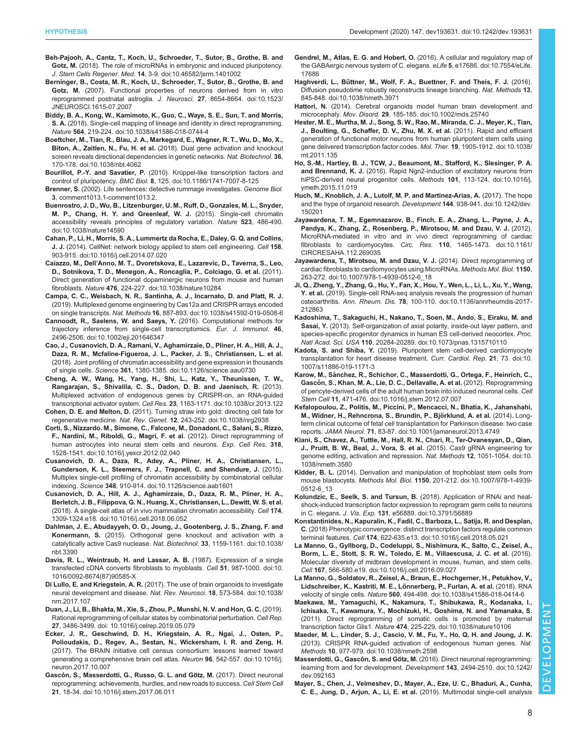**Beh-Pajooh, A., Cantz, T., Koch, U., Schroeder, T., Sutor, B., Grothe, B. and Gotz, M.** (2018). The role of microRNAs in embryonic and induced pluripotency. *J. Stem Cells Regener. Med.* **14**, 3-9. doi:10.46582/jsrm.1401002

**Berninger, B., Costa, M. R., Koch, U., Schroeder, T., Sutor, B., Grothe, B. and Gotz, M.** (2007). Functional properties of neurons derived from in vitro reprogrammed postnatal astroglia. *J. Neurosci.* **27**, 8654-8664. doi:10.1523/JNEUROSCI.1615-07.2007

**Biddy, B. A., Kong, W., Kamimoto, K., Guo, C., Waye, S. E., Sun, T. and Morris, S. A.** (2018). Single-cell mapping of lineage and identity in direct reprogramming. *Nature* **564**, 219-224. doi:10.1038/s41586-018-0744-4

**Boettcher, M., Tian, R., Blau, J. A., Markegard, E., Wagner, R. T., Wu, D., Mo, X., Biton, A., Zaitlen, N., Fu, H. et al.** (2018). Dual gene activation and knockout screen reveals directional dependencies in genetic networks. *Nat. Biotechnol.* **36**, 170-178. doi:10.1038/nbt.4062

**Bourillot, P.-Y. and Savatier, P.** (2010). Krüppel-like transcription factors and control of pluripotency. *BMC Biol.* **8**, 125. doi:10.1186/1741-7007-8-125

**Brenner, S.** (2002). Life sentences: detective rummage investigates. *Genome Biol.* **3**, comment1013.1-comment1013.2.

**Buenrostro, J. D., Wu, B., Litzenburger, U. M., Ruff, D., Gonzales, M. L., Snyder, M. P., Chang, H. Y. and Greenleaf, W. J.** (2015). Single-cell chromatin accessibility reveals principles of regulatory variation. *Nature* **523**, 486-490. doi:10.1038/nature14590

**Cahan, P., Li, H., Morris, S. A., Lummertz da Rocha, E., Daley, G. Q. and Collins, J. J.** (2014). CellNet: network biology applied to stem cell engineering. *Cell* **158**, 903-915. doi:10.1016/j.cell.2014.07.020

**Caiazzo, M., Dell'Anno, M. T., Dvoretskova, E., Lazarevic, D., Taverna, S., Leo, D., Sotnikova, T. D., Menegon, A., Roncaglia, P., Colciago, G. et al.** (2011). Direct generation of functional dopaminergic neurons from mouse and human fibroblasts. *Nature* **476**, 224-227. doi:10.1038/nature10284

**Campa, C. C., Weisbach, N. R., Santinha, A. J., Incarnato, D. and Platt, R. J.** (2019). Multiplexed genome engineering by Cas12a and CRISPR arrays encoded on single transcripts. *Nat. Methods* **16**, 887-893. doi:10.1038/s41592-019-0508-6

**Cannoodt, R., Saelens, W. and Saeys, Y.** (2016). Computational methods for trajectory inference from single-cell transcriptomics. *Eur. J. Immunol.* **46**, 2496-2506. doi:10.1002/eji.201646347

**Cao, J., Cusanovich, D. A., Ramani, V., Aghamirzaie, D., Pliner, H. A., Hill, A. J., Daza, R. M., Mcfaline-Figueroa, J. L., Packer, J. S., Christiansen, L. et al.** (2018). Joint profiling of chromatin accessibility and gene expression in thousands of single cells. *Science* **361**, 1380-1385. doi:10.1126/science.aau0730

**Cheng, A. W., Wang, H., Yang, H., Shi, L., Katz, Y., Theunissen, T. W., Rangarajan, S., Shivalila, C. S., Dadon, D. B. and Jaenisch, R.** (2013). Multiplexed activation of endogenous genes by CRISPR-on, an RNA-guided transcriptional activator system. *Cell Res.* **23**, 1163-1171. doi:10.1038/cr.2013.122

**Cohen, D. E. and Melton, D.** (2011). Turning straw into gold: directing cell fate for regenerative medicine. *Nat. Rev. Genet.* **12**, 243-252. doi:10.1038/nrg2938

**Corti, S., Nizzardo, M., Simone, C., Falcone, M., Donadoni, C., Salani, S., Rizzo, F., Nardini, M., Riboldi, G., Magri, F. et al.** (2012). Direct reprogramming of human astrocytes into neural stem cells and neurons. *Exp. Cell Res.* **318**, 1528-1541. doi:10.1016/j.yexcr.2012.02.040

**Cusanovich, D. A., Daza, R., Adey, A., Pliner, H. A., Christiansen, L., Gunderson, K. L., Steemers, F. J., Trapnell, C. and Shendure, J.** (2015). Multiplex single-cell profiling of chromatin accessibility by combinatorial cellular indexing. *Science* **348**, 910-914. doi:10.1126/science.aab1601

**Cusanovich, D. A., Hill, A. J., Aghamirzaie, D., Daza, R. M., Pliner, H. A., Berletch, J. B., Filippova, G. N., Huang, X., Christiansen, L., Dewitt, W. S. et al.** (2018). A single-cell atlas of in vivo mammalian chromatin accessibility. *Cell* **174**, 1309-1324.e18. doi:10.1016/j.cell.2018.06.052

**Dahlman, J. E., Abudayyeh, O. O., Joung, J., Gootenberg, J. S., Zhang, F. and Konermann, S.** (2015). Orthogonal gene knockout and activation with a catalytically active Cas9 nuclease. *Nat. Biotechnol.* **33**, 1159-1161. doi:10.1038/nbt.3390

**Davis, R. L., Weintraub, H. and Lassar, A. B.** (1987). Expression of a single transfected cDNA converts fibroblasts to myoblasts. *Cell* **51**, 987-1000. doi:10.1016/0092-8674(87)90585-X

**Di Lullo, E. and Kriegstein, A. R.** (2017). The use of brain organoids to investigate neural development and disease. *Nat. Rev. Neurosci.* **18**, 573-584. doi:10.1038/nrn.2017.107

**Duan, J., Li, B., Bhakta, M., Xie, S., Zhou, P., Munshi, N. V. and Hon, G. C.** (2019). Rational reprogramming of cellular states by combinatorial perturbation. *Cell Rep.* **27**, 3486-3499. doi: 10.1016/j.celrep.2019.05.079

**Ecker, J. R., Geschwind, D. H., Kriegstein, A. R., Ngai, J., Osten, P., Polioudakis, D., Regev, A., Sestan, N., Wickersham, I. R. and Zeng, H.** (2017). The BRAIN initiative cell census consortium: lessons learned toward generating a comprehensive brain cell atlas. *Neuron* **96**, 542-557. doi:10.1016/j.neuron.2017.10.007

**Gascón, S., Masserdotti, G., Russo, G. L. and Götz, M.** (2017). Direct neuronal reprogramming: achievements, hurdles, and new roads to success. *Cell Stem Cell* **21**, 18-34. doi:10.1016/j.stem.2017.06.011

**Gendrel, M., Atlas, E. G. and Hobert, O.** (2016). A cellular and regulatory map of the GABAergic nervous system of C. elegans. *eLife* **5**, e17686. doi:10.7554/eLife.17686

**Haghverdi, L., Büttner, M., Wolf, F. A., Buettner, F. and Theis, F. J.** (2016). Diffusion pseudotime robustly reconstructs lineage branching. *Nat. Methods* **13**, 845-848. doi:10.1038/nmeth.3971

**Hattori, N.** (2014). Cerebral organoids model human brain development and microcephaly. *Mov. Disord.* **29**, 185-185. doi:10.1002/mds.25740

**Hester, M. E., Murtha, M. J., Song, S. W., Rao, M., Miranda, C. J., Meyer, K., Tian, J., Boulting, G., Schaffer, D. V., Zhu, M. X. et al.** (2011). Rapid and efficient generation of functional motor neurons from human pluripotent stem cells using gene delivered transcription factor codes. *Mol. Ther.* **19**, 1905-1912. doi:10.1038/mt.2011.135

**Ho, S.-M., Hartley, B. J., TCW, J., Beaumont, M., Stafford, K., Slesinger, P. A. and Brennand, K. J.** (2016). Rapid Ngn2-induction of excitatory neurons from hiPSC-derived neural progenitor cells. *Methods* **101**, 113-124. doi:10.1016/j.ymeth.2015.11.019

**Huch, M., Knoblich, J. A., Lutolf, M. P. and Martinez-Arias, A.** (2017). The hope and the hype of organoid research. *Development* **144**, 938-941. doi:10.1242/dev.150201

**Jayawardena, T. M., Egemnazarov, B., Finch, E. A., Zhang, L., Payne, J. A., Pandya, K., Zhang, Z., Rosenberg, P., Mirotsou, M. and Dzau, V. J.** (2012). MicroRNA-mediated in vitro and in vivo direct reprogramming of cardiac fibroblasts to cardiomyocytes. *Circ. Res.* **110**, 1465-1473. doi:10.1161/CIRCRESAHA.112.269035

**Jayawardena, T., Mirotsou, M. and Dzau, V. J.** (2014). Direct reprogramming of cardiac fibroblasts to cardiomyocytes using MicroRNAs. *Methods Mol. Biol.* **1150**, 263-272. doi:10.1007/978-1-4939-0512-6_18

**Ji, Q., Zheng, Y., Zhang, G., Hu, Y., Fan, X., Hou, Y., Wen, L., Li, L., Xu, Y., Wang, Y. et al.** (2019). Single-cell RNA-seq analysis reveals the progression of human osteoarthritis. *Ann. Rheum. Dis.* **78**, 100-110. doi:10.1136/annrheumdis-2017-212863

**Kadoshima, T., Sakaguchi, H., Nakano, T., Soen, M., Ando, S., Eiraku, M. and Sasai, Y.** (2013). Self-organization of axial polarity, inside-out layer pattern, and species-specific progenitor dynamics in human ES cell-derived neocortex. *Proc. Natl Acad. Sci. USA* **110**, 20284-20289. doi:10.1073/pnas.1315710110

**Kadota, S. and Shiba, Y.** (2019). Pluripotent stem cell-derived cardiomyocyte transplantation for heart disease treatment. *Curr. Cardiol. Rep.* **21**, 73. doi:10.1007/s11886-019-1171-3

**Karow, M., Sánchez, R., Schichor, C., Masserdotti, G., Ortega, F., Heinrich, C., Gascón, S., Khan, M. A., Lie, D. C., Dellavalle, A. et al.** (2012). Reprogramming of pericyte-derived cells of the adult human brain into induced neuronal cells. *Cell Stem Cell* **11**, 471-476. doi:10.1016/j.stem.2012.07.007

**Kefalopoulou, Z., Politis, M., Piccini, P., Mencacci, N., Bhatia, K., Jahanshahi, M., Widner, H., Rehncrona, S., Brundin, P., Björklund, A. et al.** (2014). Long-term clinical outcome of fetal cell transplantation for Parkinson disease: two case reports. *JAMA Neurol.* **71**, 83-87. doi:10.1001/jamaneurol.2013.4749

**Kiani, S., Chavez, A., Tuttle, M., Hall, R. N., Chari, R., Ter-Ovanesyan, D., Qian, J., Pruitt, B. W., Beal, J., Vora, S. et al.** (2015). Cas9 gRNA engineering for genome editing, activation and repression. *Nat. Methods* **12**, 1051-1054. doi:10.1038/nmeth.3580

**Kidder, B. L.** (2014). Derivation and manipulation of trophoblast stem cells from mouse blastocysts. *Methods Mol. Biol.* **1150**, 201-212. doi:10.1007/978-1-4939-0512-6_13

**Kolundzic, E., Seelk, S. and Tursun, B.** (2018). Application of RNAi and heat-shock-induced transcription factor expression to reprogram germ cells to neurons in C. elegans. *J. Vis. Exp.* **131**, e56889. doi:10.3791/56889

**Konstantinides, N., Kapuralin, K., Fadil, C., Barboza, L., Satija, R. and Desplan, C.** (2018) Phenotypic convergence: distinct transcription factors regulate common terminal features. *Cell* **174**, 622-635.e13. doi:10.1016/j.cell.2018.05.021

**La Manno, G., Gyllborg, D., Codeluppi, S., Nishimura, K., Salto, C., Zeisel, A., Borm, L. E., Stott, S. R. W., Toledo, E. M., Villaescusa, J. C. et al.** (2016). Molecular diversity of midbrain development in mouse, human, and stem cells. *Cell* **167**, 566-580.e19. doi:10.1016/j.cell.2016.09.027

**La Manno, G., Soldatov, R., Zeisel, A., Braun, E., Hochgerner, H., Petukhov, V., Lidschreiber, K., Kastriti, M. E., Lönnerberg, P., Furlan, A. et al.** (2018). RNA velocity of single cells. *Nature* **560**, 494-498. doi:10.1038/s41586-018-0414-6

**Maekawa, M., Yamaguchi, K., Nakamura, T., Shibukawa, R., Kodanaka, I., Ichisaka, T., Kawamura, Y., Mochizuki, H., Goshima, N. and Yamanaka, S.** (2011). Direct reprogramming of somatic cells is promoted by maternal transcription factor Glis1. *Nature* **474**, 225-229. doi:10.1038/nature10106

**Maeder, M. L., Linder, S. J., Cascio, V. M., Fu, Y., Ho, Q. H. and Joung, J. K.** (2013). CRISPR RNA-guided activation of endogenous human genes. *Nat. Methods* **10**, 977-979. doi:10.1038/nmeth.2598

**Masserdotti, G., Gascón, S. and Götz, M.** (2016). Direct neuronal reprogramming: learning from and for development. *Development* **143**, 2494-2510. doi:10.1242/dev.092163

**Mayer, S., Chen, J., Velmeshev, D., Mayer, A., Eze, U. C., Bhaduri, A., Cunha, C. E., Jung, D., Arjun, A., Li, E. et al.** (2019). Multimodal single-cell analysis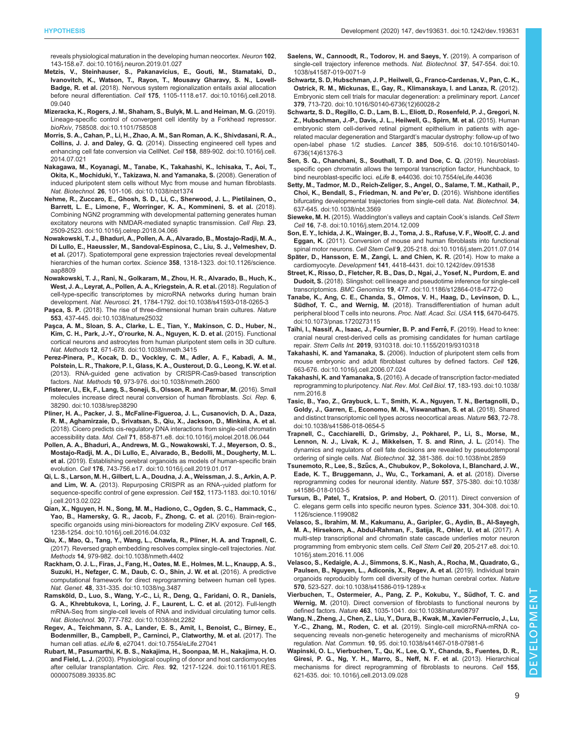reveals physiological maturation in the developing human neocortex. *Neuron* **102**, 143-158.e7. doi:10.1016/j.neuron.2019.01.027

**Metzis, V., Steinhauser, S., Pakanavicius, E., Gouti, M., Stamataki, D., Ivanovitch, K., Watson, T., Rayon, T., Mousavy Gharavy, S. N., Lovell-Badge, R. et al.** (2018). Nervous system regionalization entails axial allocation before neural differentiation. *Cell* **175**, 1105-1118.e17. doi:10.1016/j.cell.2018.09.040

**Mizeracka, K., Rogers, J. M., Shaham, S., Bulyk, M. L. and Heiman, M. G.** (2019). Lineage-specific control of convergent cell identity by a Forkhead repressor. *bioRxiv*, 758508. doi:10.1101/758508

**Morris, S. A., Cahan, P., Li, H., Zhao, A. M., San Roman, A. K., Shivdasani, R. A., Collins, J. J. and Daley, G. Q.** (2014). Dissecting engineered cell types and enhancing cell fate conversion via CellNet. *Cell* **158**, 889-902. doi:10.1016/j.cell.2014.07.021

**Nakagawa, M., Koyanagi, M., Tanabe, K., Takahashi, K., Ichisaka, T., Aoi, T., Okita, K., Mochiduki, Y., Takizawa, N. and Yamanaka, S.** (2008). Generation of induced pluripotent stem cells without Myc from mouse and human fibroblasts. *Nat. Biotechnol.* **26**, 101-106. doi:10.1038/nbt1374

**Nehme, R., Zuccaro, E., Ghosh, S. D., Li, C., Sherwood, J. L., Pietilainen, O., Barrett, L. E., Limone, F., Worringer, K. A., Kommineni, S. et al.** (2018). Combining NGN2 programming with developmental patterning generates human excitatory neurons with NMDAR-mediated synaptic transmission. *Cell Rep.* **23**, 2509-2523. doi:10.1016/j.celrep.2018.04.066

**Nowakowski, T. J., Bhaduri, A., Pollen, A. A., Alvarado, B., Mostajo-Radji, M. A., Di Lullo, E., Haeussler, M., Sandoval-Espinosa, C., Liu, S. J., Velmeshev, D. et al.** (2017). Spatiotemporal gene expression trajectories reveal developmental hierarchies of the human cortex. *Science* **358**, 1318-1323. doi:10.1126/science.aap8809

**Nowakowski, T. J., Rani, N., Golkaram, M., Zhou, H. R., Alvarado, B., Huch, K., West, J. A., Leyrat, A., Pollen, A. A., Kriegstein, A. R. et al.** (2018). Regulation of cell-type-specific transcriptomes by microRNA networks during human brain development. *Nat. Neurosci.* **21**, 1784-1792. doi:10.1038/s41593-018-0265-3

**Paşca, S. P.** (2018). The rise of three-dimensional human brain cultures. *Nature* **553**, 437-445. doi:10.1038/nature25032

**Paşca, A. M., Sloan, S. A., Clarke, L. E., Tian, Y., Makinson, C. D., Huber, N., Kim, C. H., Park, J.-Y., O'rourke, N. A., Nguyen, K. D. et al.** (2015). Functional cortical neurons and astrocytes from human pluripotent stem cells in 3D culture. *Nat. Methods* **12**, 671-678. doi:10.1038/nmeth.3415

**Perez-Pinera, P., Kocak, D. D., Vockley, C. M., Adler, A. F., Kabadi, A. M., Polstein, L. R., Thakore, P. I., Glass, K. A., Ousterout, D. G., Leong, K. W. et al.** (2013). RNA-guided gene activation by CRISPR-Cas9-based transcription factors. *Nat. Methods* **10**, 973-976. doi:10.1038/nmeth.2600

**Pfisterer, U., Ek, F., Lang, S., Soneji, S., Olsson, R. and Parmar, M.** (2016). Small molecules increase direct neural conversion of human fibroblasts. *Sci. Rep.* **6**, 38290. doi:10.1038/srep38290

**Pliner, H. A., Packer, J. S., McFaline-Figueroa, J. L., Cusanovich, D. A., Daza, R. M., Aghamirzaie, D., Srivatsan, S., Qiu, X., Jackson, D., Minkina, A. et al.** (2018). Cicero predicts cis-regulatory DNA interactions from single-cell chromatin accessibility data. *Mol. Cell* **71**, 858-871.e8. doi:10.1016/j.molcel.2018.06.044

**Pollen, A. A., Bhaduri, A., Andrews, M. G., Nowakowski, T. J., Meyerson, O. S., Mostajo-Radji, M. A., Di Lullo, E., Alvarado, B., Bedolli, M., Dougherty, M. L. et al.** (2019). Establishing cerebral organoids as models of human-specific brain evolution. *Cell* **176**, 743-756.e17. doi:10.1016/j.cell.2019.01.017

**Qi, L. S., Larson, M. H., Gilbert, L. A., Doudna, J. A., Weissman, J. S., Arkin, A. P. and Lim, W. A.** (2013). Repurposing CRISPR as an RNA-γuided platform for sequence-specific control of gene expression. *Cell* **152**, 1173-1183. doi:10.1016/j.cell.2013.02.022

**Qian, X., Nguyen, H. N., Song, M. M., Hadiono, C., Ogden, S. C., Hammack, C., Yao, B., Hamersky, G. R., Jacob, F., Zhong, C. et al.** (2016). Brain-region-specific organoids using mini-bioreactors for modeling ZIKV exposure. *Cell* **165**, 1238-1254. doi:10.1016/j.cell.2016.04.032

**Qiu, X., Mao, Q., Tang, Y., Wang, L., Chawla, R., Pliner, H. A. and Trapnell, C.** (2017). Reversed graph embedding resolves complex single-cell trajectories. *Nat. Methods* **14**, 979-982. doi:10.1038/nmeth.4402

**Rackham, O. J. L., Firas, J., Fang, H., Oates, M. E., Holmes, M. L., Knaupp, A. S., Suzuki, H., Nefzger, C. M., Daub, C. O., Shin, J. W. et al.** (2016). A predictive computational framework for direct reprogramming between human cell types. *Nat. Genet.* **48**, 331-335. doi:10.1038/ng.3487

**Ramsköld, D., Luo, S., Wang, Y.-C., Li, R., Deng, Q., Faridani, O. R., Daniels, G. A., Khrebtukova, I., Loring, J. F., Laurent, L. C. et al.** (2012). Full-length mRNA-Seq from single-cell levels of RNA and individual circulating tumor cells. *Nat. Biotechnol.* **30**, 777-782. doi:10.1038/nbt.2282

**Regev, A., Teichmann, S. A., Lander, E. S., Amit, I., Benoist, C., Birney, E., Bodenmiller, B., Campbell, P., Carninci, P., Clatworthy, M. et al.** (2017). The human cell atlas. *eLife* **6**, e27041. doi:10.7554/eLife.27041

**Rubart, M., Pasumarthi, K. B. S., Nakajima, H., Soonpaa, M. H., Nakajima, H. O. and Field, L. J.** (2003). Physiological coupling of donor and host cardiomyocytes after cellular transplantation. *Circ. Res.* **92**, 1217-1224. doi:10.1161/01.RES.0000075089.39335.8C

**Saelens, W., Cannoodt, R., Todorov, H. and Saeys, Y.** (2019). A comparison of single-cell trajectory inference methods. *Nat. Biotechnol.* **37**, 547-554. doi:10.1038/s41587-019-0071-9

**Schwartz, S. D, Hubschman, J. P., Heilwell, G., Franco-Cardenas, V., Pan, C. K., Ostrick, R. M., Mickunas, E., Gay, R., Klimanskaya, I. and Lanza, R.** (2012). Embryonic stem cell trials for macular degeneration: a preliminary report. *Lancet* **379**, 713-720. doi:10.1016/S0140-6736(12)60028-2

**Schwartz, S. D., Regillo, C. D., Lam, B. L., Eliott, D., Rosenfeld, P. J., Gregori, N. Z., Hubschman, J.-P., Davis, J. L., Heilwell, G., Spirn, M. et al.** (2015). Human embryonic stem cell-derived retinal pigment epithelium in patients with age-related macular degeneration and Stargardt's macular dystrophy: follow-up of two open-label phase 1/2 studies. *Lancet* **385**, 509-516. doi:10.1016/S0140-6736(14)61376-3

**Sen, S. Q., Chanchani, S., Southall, T. D. and Doe, C. Q.** (2019). Neuroblast-specific open chromatin allows the temporal transcription factor, Hunchback, to bind neuroblast-specific loci. *eLife* **8**, e44036. doi:10.7554/eLife.44036

**Setty, M., Tadmor, M. D., Reich-Zeliger, S., Angel, O., Salame, T. M., Kathail, P., Choi, K., Bendall, S., Friedman, N. and Pe'er, D.** (2016). Wishbone identifies bifurcating developmental trajectories from single-cell data. *Nat. Biotechnol.* **34**, 637-645. doi:10.1038/nbt.3569

**Sieweke, M. H.** (2015). Waddington's valleys and captain Cook's islands. *Cell Stem Cell* **16**, 7-8. doi:10.1016/j.stem.2014.12.009

**Son, E. Y., Ichida, J. K., Wainger, B. J., Toma, J. S., Rafuse, V. F., Woolf, C. J. and Eggan, K.** (2011). Conversion of mouse and human fibroblasts into functional spinal motor neurons. *Cell Stem Cell* **9**, 205-218. doi:10.1016/j.stem.2011.07.014

**Später, D., Hansson, E. M., Zangi, L. and Chien, K. R.** (2014). How to make a cardiomyocyte. *Development* **141**, 4418-4431. doi:10.1242/dev.091538

**Street, K., Risso, D., Fletcher, R. B., Das, D., Ngai, J., Yosef, N., Purdom, E. and Dudoit, S.** (2018). Slingshot: cell lineage and pseudotime inference for single-cell transcriptomics. *BMC Genomics* **19**, 477. doi:10.1186/s12864-018-4772-0

**Tanabe, K., Ang, C. E., Chanda, S., Olmos, V. H., Haag, D., Levinson, D. L., Südhof, T. C., and Wernig, M.** (2018). Transdifferentiation of human adult peripheral blood T cells into neurons. *Proc. Natl. Acad. Sci. USA* **115**, 6470-6475. doi:10.1073/pnas.1720273115

**Taïhi, I., Nassif, A., Isaac, J., Fournier, B. P. and Ferré, F.** (2019). Head to knee: cranial neural crest-derived cells as promising candidates for human cartilage repair. *Stem Cells Int.* **2019**, 9310318. doi:10.1155/2019/9310318

**Takahashi, K. and Yamanaka, S.** (2006). Induction of pluripotent stem cells from mouse embryonic and adult fibroblast cultures by defined factors. *Cell* **126**, 663-676. doi:10.1016/j.cell.2006.07.024

**Takahashi, K. and Yamanaka, S.** (2016). A decade of transcription factor-mediated reprogramming to pluripotency. *Nat. Rev. Mol. Cell Biol.* **17**, 183-193. doi:10.1038/nrm.2016.8

**Tasic, B., Yao, Z., Graybuck, L. T., Smith, K. A., Nguyen, T. N., Bertagnolli, D., Goldy, J., Garren, E., Economo, M. N., Viswanathan, S. et al.** (2018). Shared and distinct transcriptomic cell types across neocortical areas. *Nature* **563**, 72-78. doi:10.1038/s41586-018-0654-5

**Trapnell, C., Cacchiarelli, D., Grimsby, J., Pokharel, P., Li, S., Morse, M., Lennon, N. J., Livak, K. J., Mikkelsen, T. S. and Rinn, J. L.** (2014). The dynamics and regulators of cell fate decisions are revealed by pseudotemporal ordering of single cells. *Nat. Biotechnol.* **32**, 381-386. doi:10.1038/nbt.2859

**Tsunemoto, R., Lee, S., Szűcs, A., Chubukov, P., Sokolova, I., Blanchard, J. W., Eade, K. T., Bruggemann, J., Wu, C., Torkamani, A. et al.** (2018). Diverse reprogramming codes for neuronal identity. *Nature* **557**, 375-380. doi:10.1038/s41586-018-0103-5

**Tursun, B., Patel, T., Kratsios, P. and Hobert, O.** (2011). Direct conversion of C. elegans germ cells into specific neuron types. *Science* **331**, 304-308. doi:10.1126/science.1199082

**Velasco, S., Ibrahim, M. M., Kakumanu, A., Garipler, G., Aydin, B., Al-Sayegh, M. A., Hirsekorn, A., Abdul-Rahman, F., Satija, R., Ohler, U. et al.** (2017). A multi-step transcriptional and chromatin state cascade underlies motor neuron programming from embryonic stem cells. *Cell Stem Cell* **20**, 205-217.e8. doi:10.1016/j.stem.2016.11.006

**Velasco, S., Kedaigle, A. J., Simmons, S. K., Nash, A., Rocha, M., Quadrato, G., Paulsen, B., Nguyen, L., Adiconis, X., Regev, A. et al.** (2019). Individual brain organoids reproducibly form cell diversity of the human cerebral cortex. *Nature* **570**, 523-527. doi:10.1038/s41586-019-1289-x

**Vierbuchen, T., Ostermeier, A., Pang, Z. P., Kokubu, Y., Südhof, T. C. and Wernig, M.** (2010). Direct conversion of fibroblasts to functional neurons by defined factors. *Nature* **463**, 1035-1041. doi:10.1038/nature08797

**Wang, N., Zheng, J., Chen, Z., Liu, Y., Dura, B., Kwak, M., Xavier-Ferrucio, J., Lu, Y.-C., Zhang, M., Roden, C. et al.** (2019). Single-cell microRNA-mRNA co-sequencing reveals non-genetic heterogeneity and mechanisms of microRNA regulation. *Nat. Commun.* **10**, 95. doi:10.1038/s41467-018-07981-6

**Wapinski, O. L., Vierbuchen, T., Qu, K., Lee, Q. Y., Chanda, S., Fuentes, D. R., Giresi, P. G., Ng, Y. H., Marro, S., Neff, N. F. et al.** (2013). Hierarchical mechanisms for direct reprogramming of fibroblasts to neurons. *Cell* **155**, 621-635. doi: 10.1016/j.cell.2013.09.028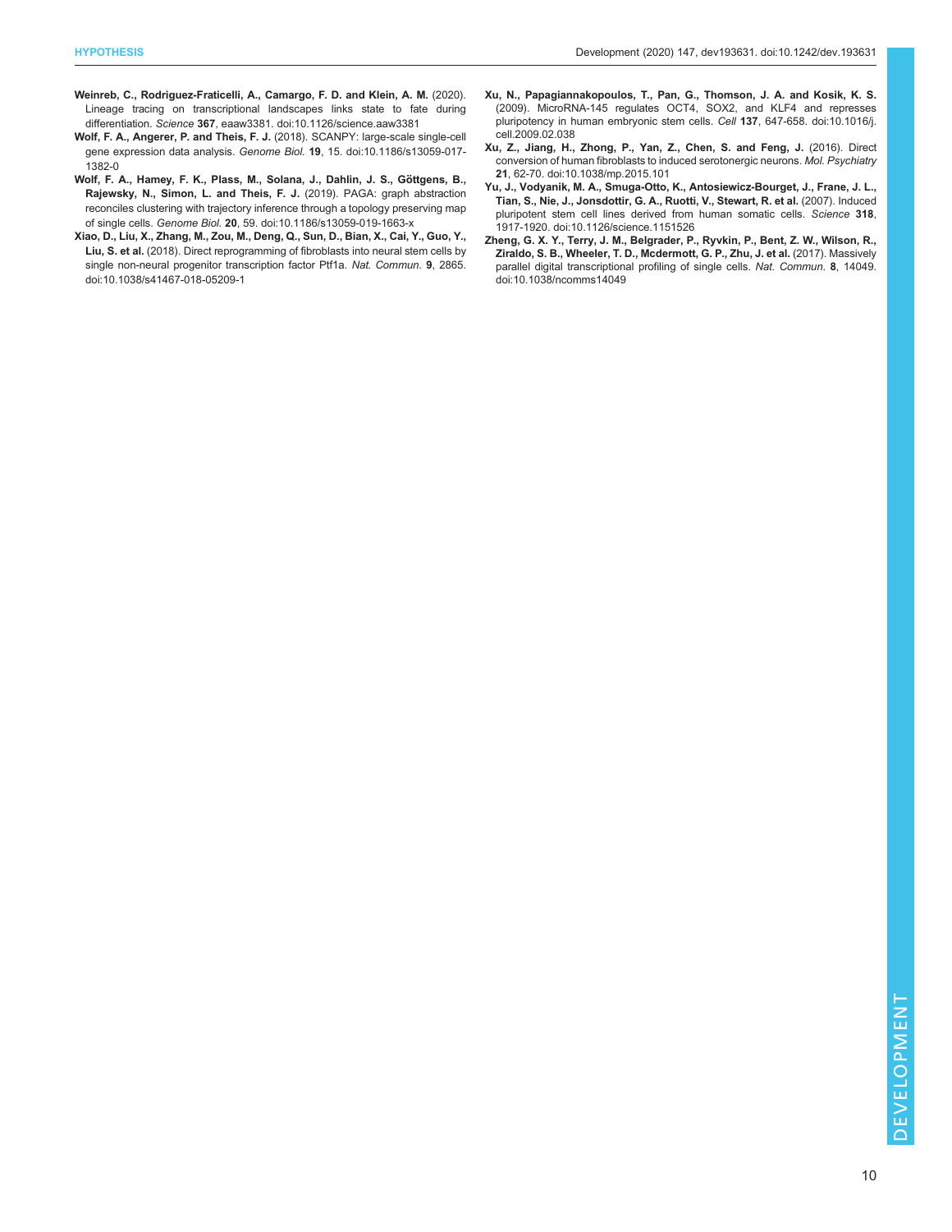**Weinreb, C., Rodriguez-Fraticelli, A., Camargo, F. D. and Klein, A. M.** (2020). Lineage tracing on transcriptional landscapes links state to fate during differentiation. *Science* **367**, eaaw3381. doi:10.1126/science.aaw3381

**Wolf, F. A., Angerer, P. and Theis, F. J.** (2018). SCANPY: large-scale single-cell gene expression data analysis. *Genome Biol.* **19**, 15. doi:10.1186/s13059-017-1382-0

**Wolf, F. A., Hamey, F. K., Plass, M., Solana, J., Dahlin, J. S., Göttgens, B., Rajewsky, N., Simon, L. and Theis, F. J.** (2019). PAGA: graph abstraction reconciles clustering with trajectory inference through a topology preserving map of single cells. *Genome Biol.* **20**, 59. doi:10.1186/s13059-019-1663-x

**Xiao, D., Liu, X., Zhang, M., Zou, M., Deng, Q., Sun, D., Bian, X., Cai, Y., Guo, Y., Liu, S. et al.** (2018). Direct reprogramming of fibroblasts into neural stem cells by single non-neural progenitor transcription factor Ptf1a. *Nat. Commun.* **9**, 2865. doi:10.1038/s41467-018-05209-1

**Xu, N., Papagiannakopoulos, T., Pan, G., Thomson, J. A. and Kosik, K. S.** (2009). MicroRNA-145 regulates OCT4, SOX2, and KLF4 and represses pluripotency in human embryonic stem cells. *Cell* **137**, 647-658. doi:10.1016/j.cell.2009.02.038

**Xu, Z., Jiang, H., Zhong, P., Yan, Z., Chen, S. and Feng, J.** (2016). Direct conversion of human fibroblasts to induced serotonergic neurons. *Mol. Psychiatry* **21**, 62-70. doi:10.1038/mp.2015.101

**Yu, J., Vodyanik, M. A., Smuga-Otto, K., Antosiewicz-Bourget, J., Frane, J. L., Tian, S., Nie, J., Jonsdottir, G. A., Ruotti, V., Stewart, R. et al.** (2007). Induced pluripotent stem cell lines derived from human somatic cells. *Science* **318**, 1917-1920. doi:10.1126/science.1151526

**Zheng, G. X. Y., Terry, J. M., Belgrader, P., Ryvkin, P., Bent, Z. W., Wilson, R., Ziraldo, S. B., Wheeler, T. D., Mcdermott, G. P., Zhu, J. et al.** (2017). Massively parallel digital transcriptional profiling of single cells. *Nat. Commun.* **8**, 14049. doi:10.1038/ncomms14049